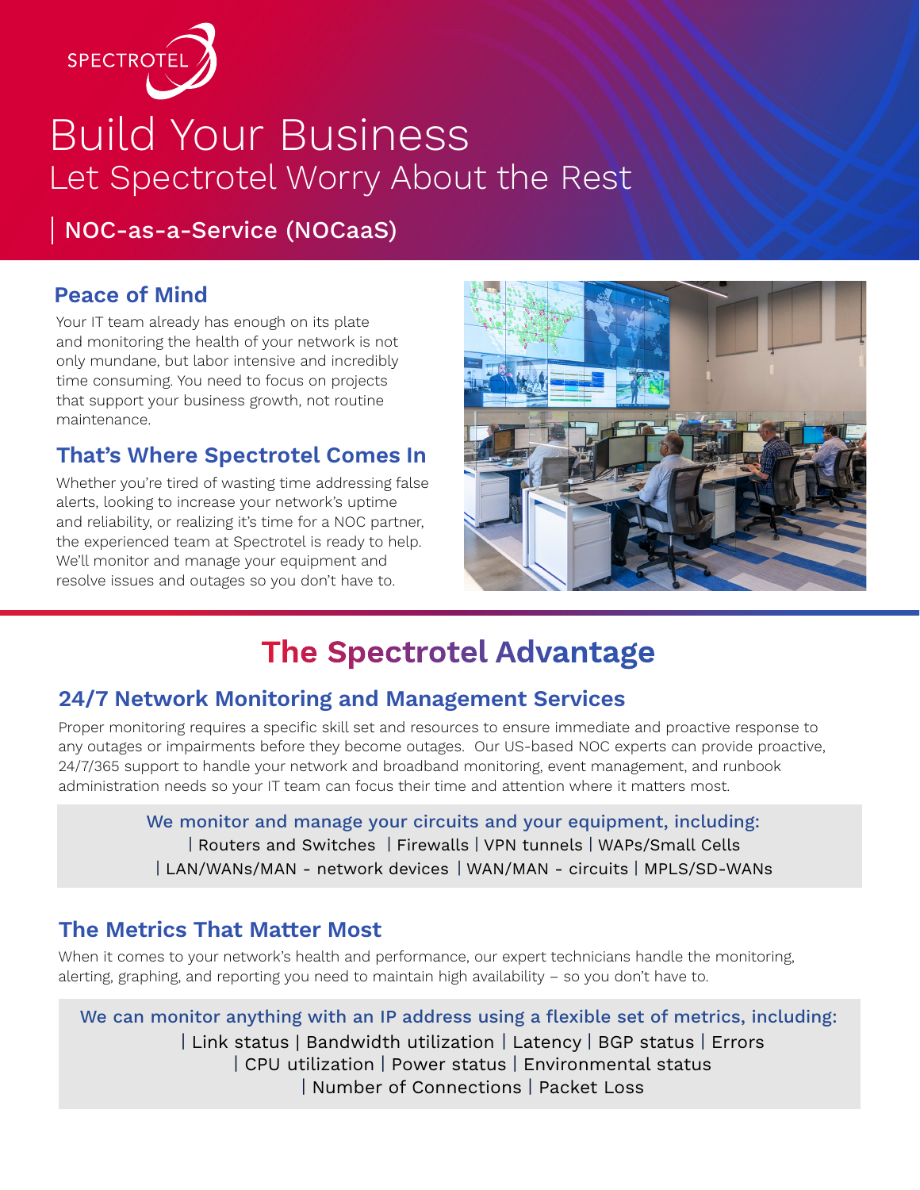SPECTROTEL

# Build Your Business

## Let Spectrotel Worry About the Rest

NOC-as-a-Service (NOCaaS)

### Peace of Mind

Your IT team already has enough on its plate and monitoring the health of your network is not only mundane, but labor intensive and incredibly time consuming. You need to focus on projects that support your business growth, not routine maintenance.

### That's Where Spectrotel Comes In

Whether you're tired of wasting time addressing false alerts, looking to increase your network's uptime and reliability, or realizing it's time for a NOC partner, the experienced team at Spectrotel is ready to help. We'll monitor and manage your equipment and resolve issues and outages so you don't have to.

## The Spectrotel Advantage

### 24/7 Network Monitoring and Management Services

Proper monitoring requires a specific skill set and resources to ensure immediate and proactive response to any outages or impairments before they become outages. Our US-based NOC experts can provide proactive, 24/7/365 support to handle your network and broadband monitoring, event management, and runbook administration needs so your IT team can focus their time and attention where it matters most.

We monitor and manage your circuits and your equipment, including:

| Routers and Switches | Firewalls | VPN tunnels | WAPs/Small Cells
| LAN/WANs/MAN - network devices | WAN/MAN - circuits | MPLS/SD-WANs

### The Metrics That Matter Most

When it comes to your network's health and performance, our expert technicians handle the monitoring, alerting, graphing, and reporting you need to maintain high availability – so you don't have to.

We can monitor anything with an IP address using a flexible set of metrics, including:

| Link status | Bandwidth utilization | Latency | BGP status | Errors
| CPU utilization | Power status | Environmental status
| Number of Connections | Packet Loss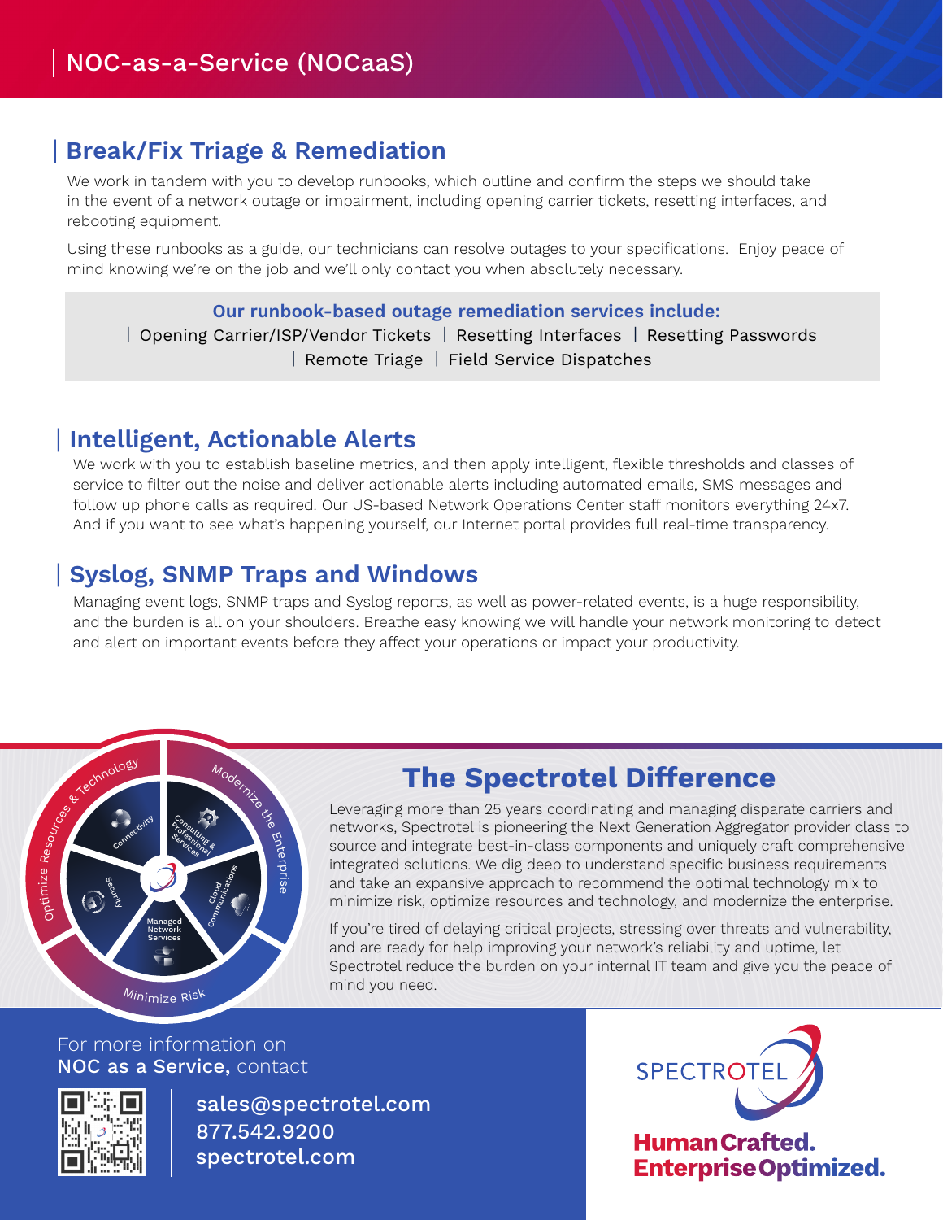# NOC-as-a-Service (NOCaaS)

## Break/Fix Triage & Remediation

We work in tandem with you to develop runbooks, which outline and confirm the steps we should take in the event of a network outage or impairment, including opening carrier tickets, resetting interfaces, and rebooting equipment.

Using these runbooks as a guide, our technicians can resolve outages to your specifications. Enjoy peace of mind knowing we're on the job and we'll only contact you when absolutely necessary.

**Our runbook-based outage remediation services include:**

| Opening Carrier/ISP/Vendor Tickets | Resetting Interfaces | Resetting Passwords | Remote Triage | Field Service Dispatches

## Intelligent, Actionable Alerts

We work with you to establish baseline metrics, and then apply intelligent, flexible thresholds and classes of service to filter out the noise and deliver actionable alerts including automated emails, SMS messages and follow up phone calls as required. Our US-based Network Operations Center staff monitors everything 24x7. And if you want to see what's happening yourself, our Internet portal provides full real-time transparency.

## Syslog, SNMP Traps and Windows

Managing event logs, SNMP traps and Syslog reports, as well as power-related events, is a huge responsibility, and the burden is all on your shoulders. Breathe easy knowing we will handle your network monitoring to detect and alert on important events before they affect your operations or impact your productivity.

Optimize Resources & Technology
Modernize the Enterprise
Minimize Risk
Connectivity
Consulting & Professional Services
Cloud Communications
Managed Network Services
Security

## The Spectrotel Difference

Leveraging more than 25 years coordinating and managing disparate carriers and networks, Spectrotel is pioneering the Next Generation Aggregator provider class to source and integrate best-in-class components and uniquely craft comprehensive integrated solutions. We dig deep to understand specific business requirements and take an expansive approach to recommend the optimal technology mix to minimize risk, optimize resources and technology, and modernize the enterprise.

If you're tired of delaying critical projects, stressing over threats and vulnerability, and are ready for help improving your network's reliability and uptime, let Spectrotel reduce the burden on your internal IT team and give you the peace of mind you need.

For more information on **NOC as a Service,** contact

sales@spectrotel.com
877.542.9200
spectrotel.com

SPECTROTEL

**Human Crafted. Enterprise Optimized.**